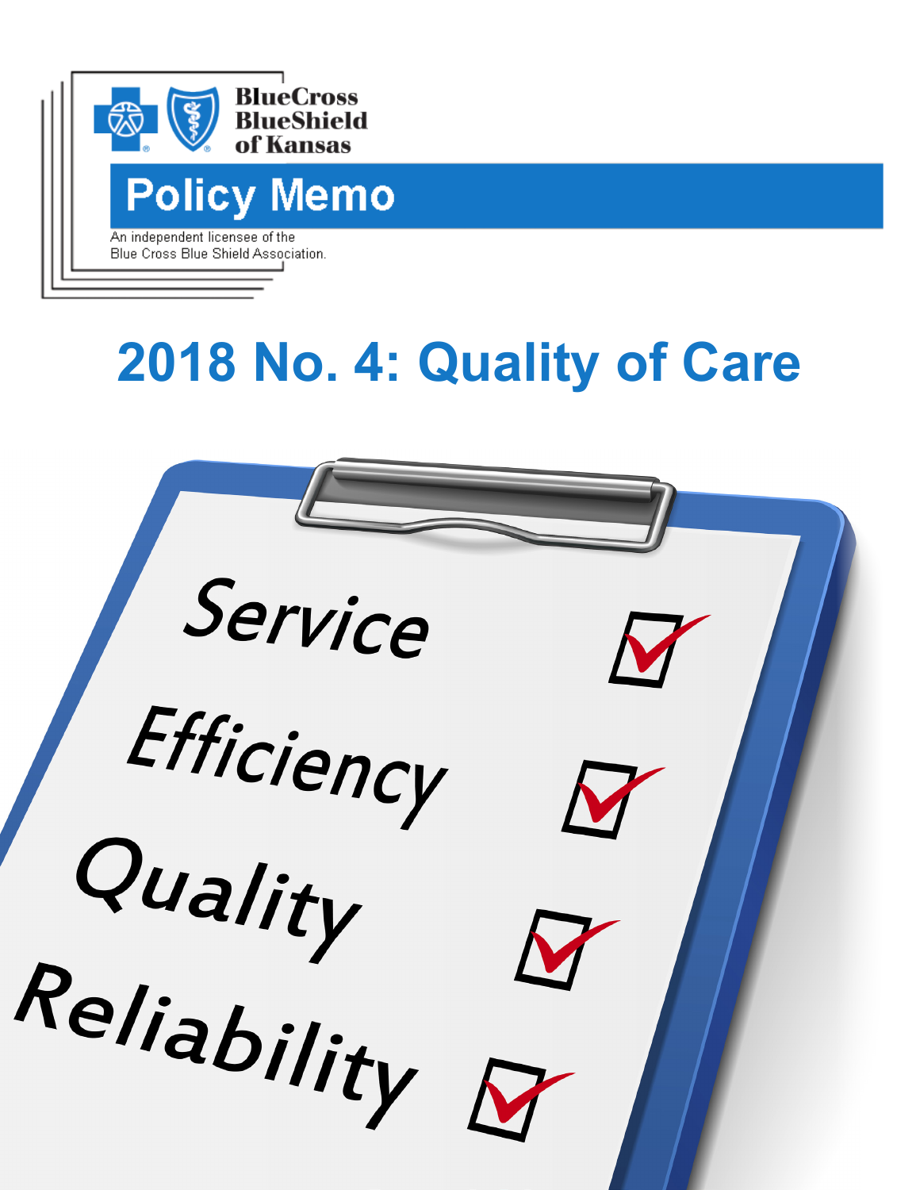BlueCross BlueShield of Kansas

# Policy Memo

An independent licensee of the Blue Cross Blue Shield Association.

# 2018 No. 4: Quality of Care

Service

Efficiency

Quality

Reliability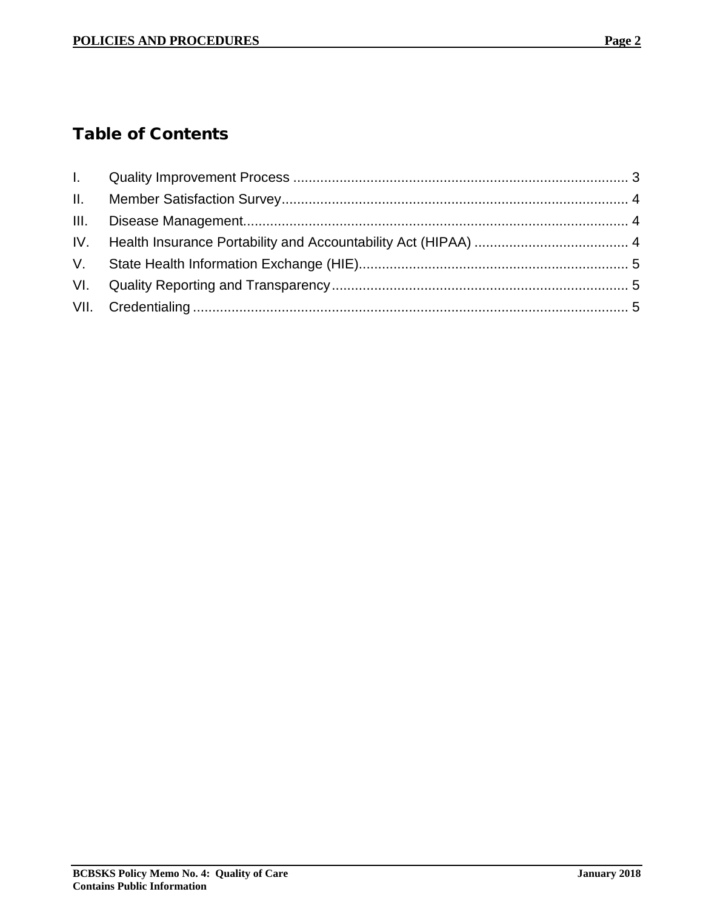## Table of Contents

| | | |
|---|---|---|
| I. | Quality Improvement Process | 3 |
| II. | Member Satisfaction Survey | 4 |
| III. | Disease Management | 4 |
| IV. | Health Insurance Portability and Accountability Act (HIPAA) | 4 |
| V. | State Health Information Exchange (HIE) | 5 |
| VI. | Quality Reporting and Transparency | 5 |
| VII. | Credentialing | 5 |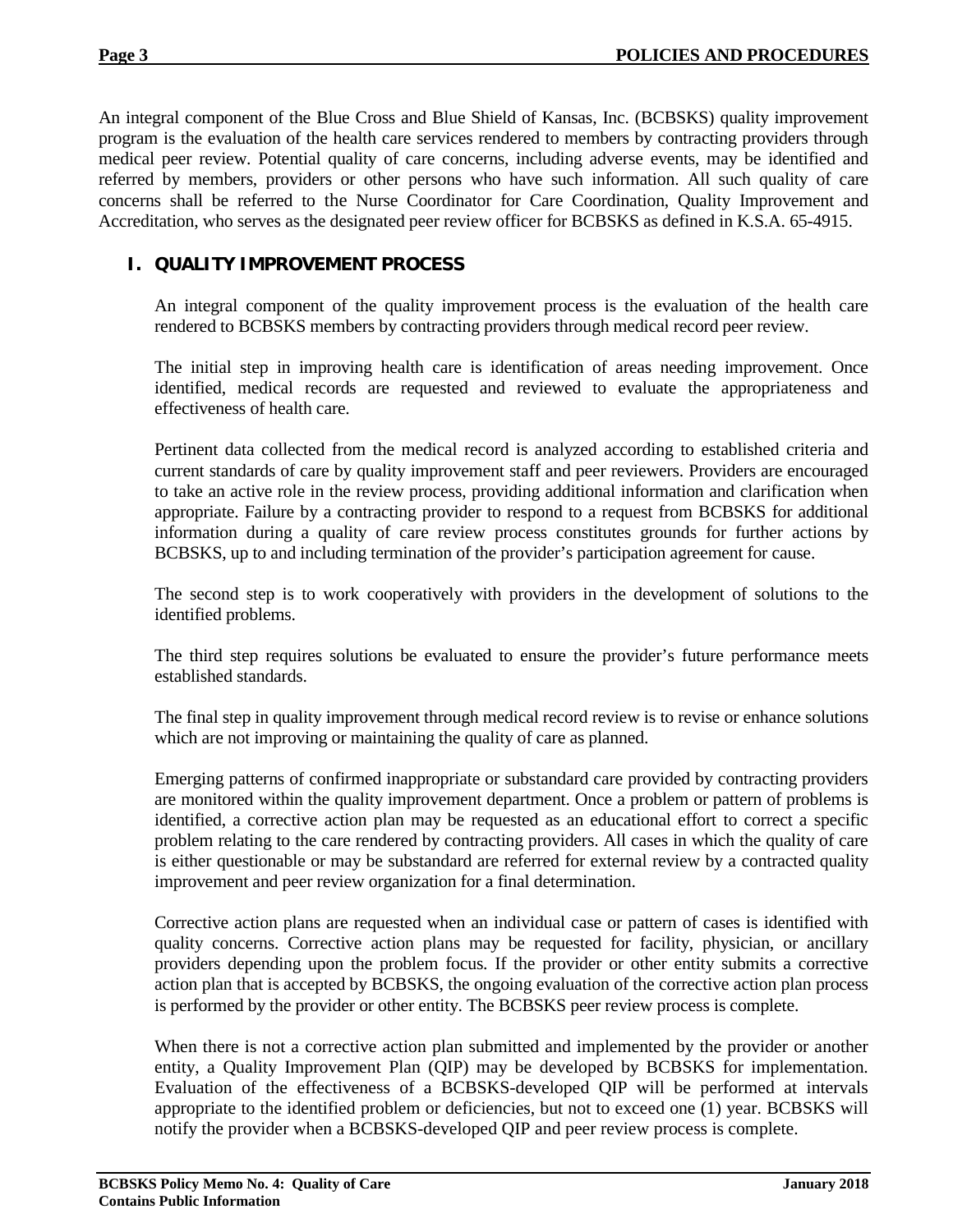An integral component of the Blue Cross and Blue Shield of Kansas, Inc. (BCBSKS) quality improvement program is the evaluation of the health care services rendered to members by contracting providers through medical peer review. Potential quality of care concerns, including adverse events, may be identified and referred by members, providers or other persons who have such information. All such quality of care concerns shall be referred to the Nurse Coordinator for Care Coordination, Quality Improvement and Accreditation, who serves as the designated peer review officer for BCBSKS as defined in K.S.A. 65-4915.

## I. QUALITY IMPROVEMENT PROCESS

An integral component of the quality improvement process is the evaluation of the health care rendered to BCBSKS members by contracting providers through medical record peer review.

The initial step in improving health care is identification of areas needing improvement. Once identified, medical records are requested and reviewed to evaluate the appropriateness and effectiveness of health care.

Pertinent data collected from the medical record is analyzed according to established criteria and current standards of care by quality improvement staff and peer reviewers. Providers are encouraged to take an active role in the review process, providing additional information and clarification when appropriate. Failure by a contracting provider to respond to a request from BCBSKS for additional information during a quality of care review process constitutes grounds for further actions by BCBSKS, up to and including termination of the provider's participation agreement for cause.

The second step is to work cooperatively with providers in the development of solutions to the identified problems.

The third step requires solutions be evaluated to ensure the provider's future performance meets established standards.

The final step in quality improvement through medical record review is to revise or enhance solutions which are not improving or maintaining the quality of care as planned.

Emerging patterns of confirmed inappropriate or substandard care provided by contracting providers are monitored within the quality improvement department. Once a problem or pattern of problems is identified, a corrective action plan may be requested as an educational effort to correct a specific problem relating to the care rendered by contracting providers. All cases in which the quality of care is either questionable or may be substandard are referred for external review by a contracted quality improvement and peer review organization for a final determination.

Corrective action plans are requested when an individual case or pattern of cases is identified with quality concerns. Corrective action plans may be requested for facility, physician, or ancillary providers depending upon the problem focus. If the provider or other entity submits a corrective action plan that is accepted by BCBSKS, the ongoing evaluation of the corrective action plan process is performed by the provider or other entity. The BCBSKS peer review process is complete.

When there is not a corrective action plan submitted and implemented by the provider or another entity, a Quality Improvement Plan (QIP) may be developed by BCBSKS for implementation. Evaluation of the effectiveness of a BCBSKS-developed QIP will be performed at intervals appropriate to the identified problem or deficiencies, but not to exceed one (1) year. BCBSKS will notify the provider when a BCBSKS-developed QIP and peer review process is complete.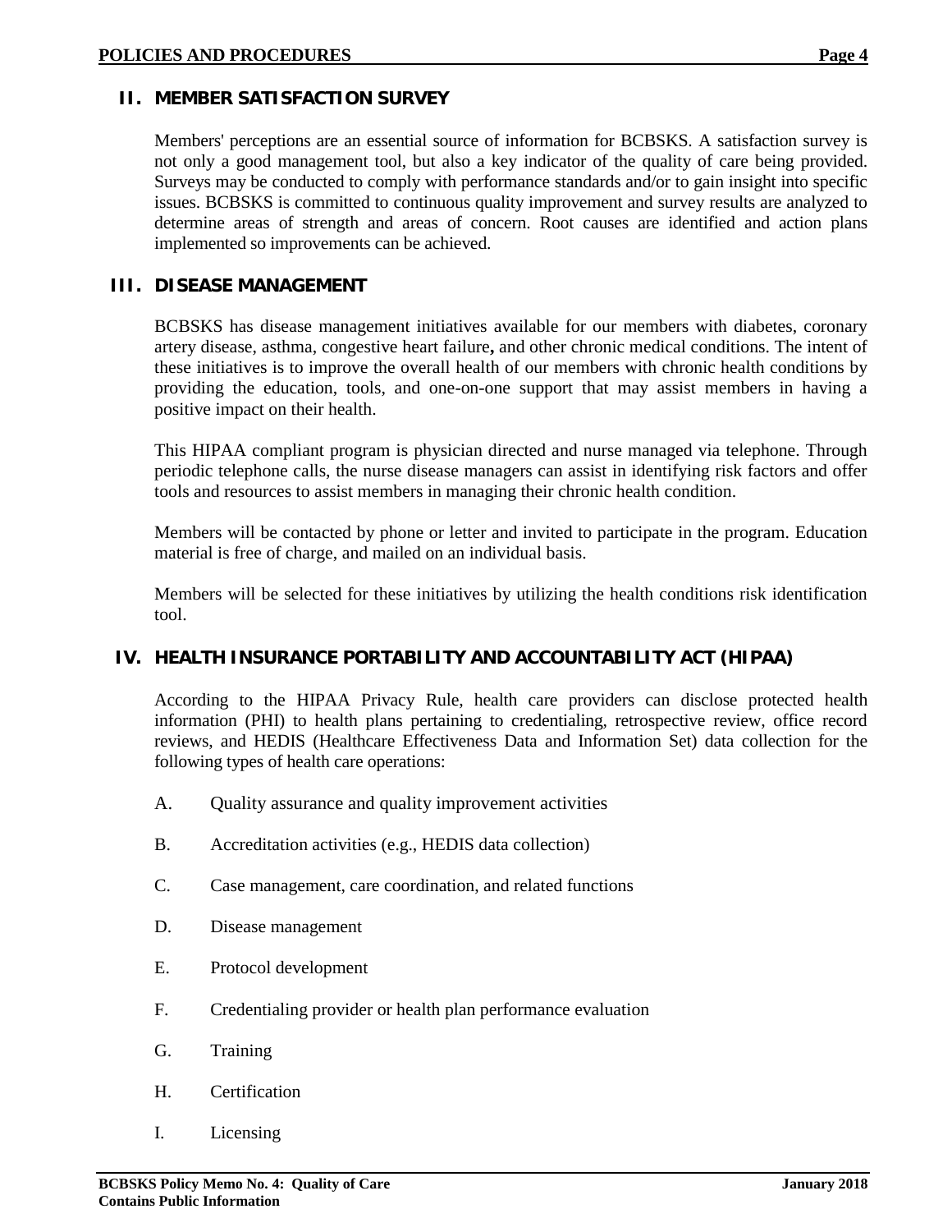## II. MEMBER SATISFACTION SURVEY

Members' perceptions are an essential source of information for BCBSKS. A satisfaction survey is not only a good management tool, but also a key indicator of the quality of care being provided. Surveys may be conducted to comply with performance standards and/or to gain insight into specific issues. BCBSKS is committed to continuous quality improvement and survey results are analyzed to determine areas of strength and areas of concern. Root causes are identified and action plans implemented so improvements can be achieved.

## III. DISEASE MANAGEMENT

BCBSKS has disease management initiatives available for our members with diabetes, coronary artery disease, asthma, congestive heart failure**,** and other chronic medical conditions. The intent of these initiatives is to improve the overall health of our members with chronic health conditions by providing the education, tools, and one-on-one support that may assist members in having a positive impact on their health.

This HIPAA compliant program is physician directed and nurse managed via telephone. Through periodic telephone calls, the nurse disease managers can assist in identifying risk factors and offer tools and resources to assist members in managing their chronic health condition.

Members will be contacted by phone or letter and invited to participate in the program. Education material is free of charge, and mailed on an individual basis.

Members will be selected for these initiatives by utilizing the health conditions risk identification tool.

## IV. HEALTH INSURANCE PORTABILITY AND ACCOUNTABILITY ACT (HIPAA)

According to the HIPAA Privacy Rule, health care providers can disclose protected health information (PHI) to health plans pertaining to credentialing, retrospective review, office record reviews, and HEDIS (Healthcare Effectiveness Data and Information Set) data collection for the following types of health care operations:

A. Quality assurance and quality improvement activities

B. Accreditation activities (e.g., HEDIS data collection)

C. Case management, care coordination, and related functions

D. Disease management

E. Protocol development

F. Credentialing provider or health plan performance evaluation

G. Training

H. Certification

I. Licensing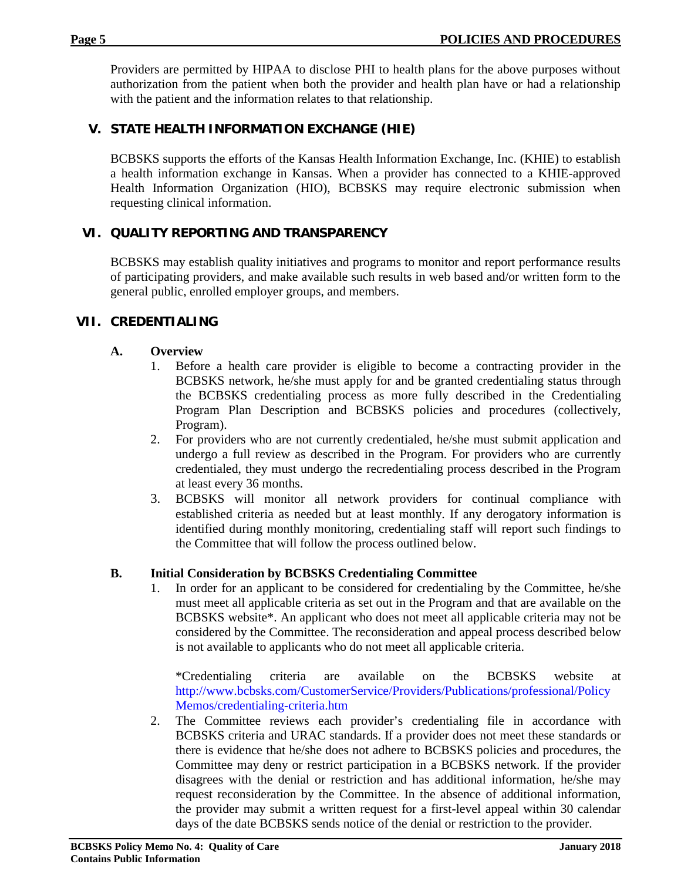Providers are permitted by HIPAA to disclose PHI to health plans for the above purposes without authorization from the patient when both the provider and health plan have or had a relationship with the patient and the information relates to that relationship.

## V. STATE HEALTH INFORMATION EXCHANGE (HIE)

BCBSKS supports the efforts of the Kansas Health Information Exchange, Inc. (KHIE) to establish a health information exchange in Kansas. When a provider has connected to a KHIE-approved Health Information Organization (HIO), BCBSKS may require electronic submission when requesting clinical information.

## VI. QUALITY REPORTING AND TRANSPARENCY

BCBSKS may establish quality initiatives and programs to monitor and report performance results of participating providers, and make available such results in web based and/or written form to the general public, enrolled employer groups, and members.

## VII. CREDENTIALING

### A. Overview

1. Before a health care provider is eligible to become a contracting provider in the BCBSKS network, he/she must apply for and be granted credentialing status through the BCBSKS credentialing process as more fully described in the Credentialing Program Plan Description and BCBSKS policies and procedures (collectively, Program).
2. For providers who are not currently credentialed, he/she must submit application and undergo a full review as described in the Program. For providers who are currently credentialed, they must undergo the recredentialing process described in the Program at least every 36 months.
3. BCBSKS will monitor all network providers for continual compliance with established criteria as needed but at least monthly. If any derogatory information is identified during monthly monitoring, credentialing staff will report such findings to the Committee that will follow the process outlined below.

### B. Initial Consideration by BCBSKS Credentialing Committee

1. In order for an applicant to be considered for credentialing by the Committee, he/she must meet all applicable criteria as set out in the Program and that are available on the BCBSKS website*. An applicant who does not meet all applicable criteria may not be considered by the Committee. The reconsideration and appeal process described below is not available to applicants who do not meet all applicable criteria.

   *Credentialing criteria are available on the BCBSKS website at http://www.bcbsks.com/CustomerService/Providers/Publications/professional/PolicyMemos/credentialing-criteria.htm

2. The Committee reviews each provider's credentialing file in accordance with BCBSKS criteria and URAC standards. If a provider does not meet these standards or there is evidence that he/she does not adhere to BCBSKS policies and procedures, the Committee may deny or restrict participation in a BCBSKS network. If the provider disagrees with the denial or restriction and has additional information, he/she may request reconsideration by the Committee. In the absence of additional information, the provider may submit a written request for a first-level appeal within 30 calendar days of the date BCBSKS sends notice of the denial or restriction to the provider.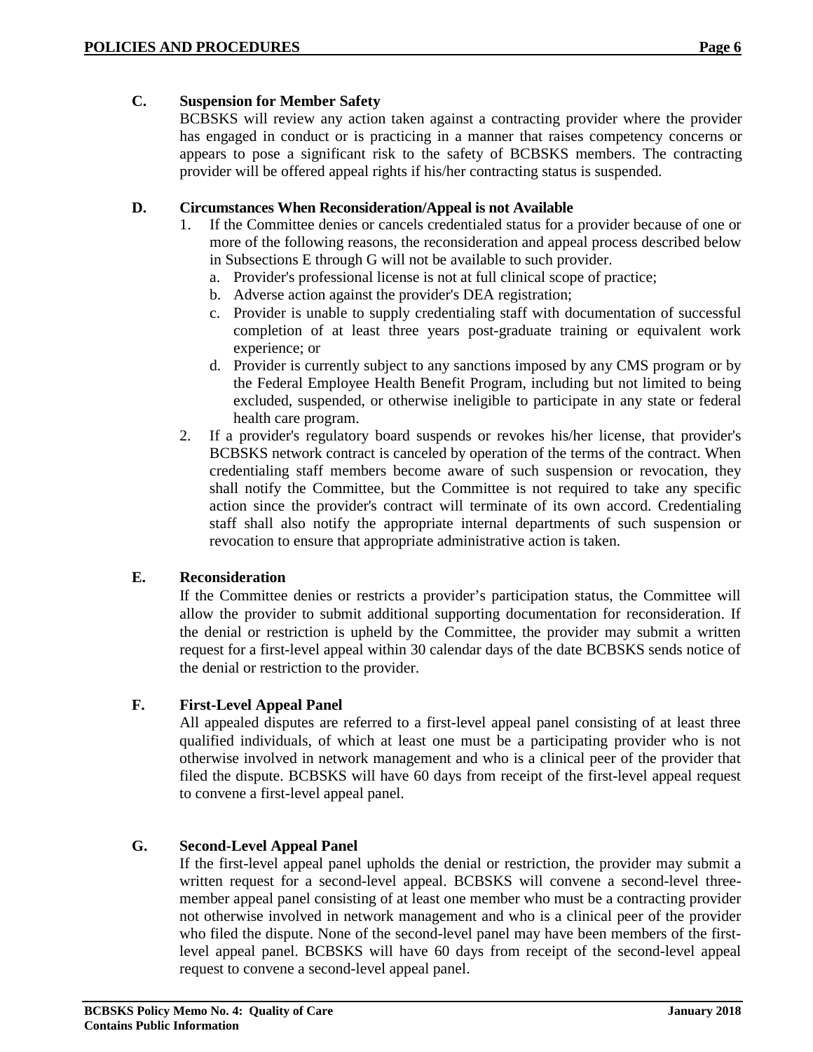## C. Suspension for Member Safety

BCBSKS will review any action taken against a contracting provider where the provider has engaged in conduct or is practicing in a manner that raises competency concerns or appears to pose a significant risk to the safety of BCBSKS members. The contracting provider will be offered appeal rights if his/her contracting status is suspended.

## D. Circumstances When Reconsideration/Appeal is not Available

1. If the Committee denies or cancels credentialed status for a provider because of one or more of the following reasons, the reconsideration and appeal process described below in Subsections E through G will not be available to such provider.
   a. Provider's professional license is not at full clinical scope of practice;
   b. Adverse action against the provider's DEA registration;
   c. Provider is unable to supply credentialing staff with documentation of successful completion of at least three years post-graduate training or equivalent work experience; or
   d. Provider is currently subject to any sanctions imposed by any CMS program or by the Federal Employee Health Benefit Program, including but not limited to being excluded, suspended, or otherwise ineligible to participate in any state or federal health care program.
2. If a provider's regulatory board suspends or revokes his/her license, that provider's BCBSKS network contract is canceled by operation of the terms of the contract. When credentialing staff members become aware of such suspension or revocation, they shall notify the Committee, but the Committee is not required to take any specific action since the provider's contract will terminate of its own accord. Credentialing staff shall also notify the appropriate internal departments of such suspension or revocation to ensure that appropriate administrative action is taken.

## E. Reconsideration

If the Committee denies or restricts a provider's participation status, the Committee will allow the provider to submit additional supporting documentation for reconsideration. If the denial or restriction is upheld by the Committee, the provider may submit a written request for a first-level appeal within 30 calendar days of the date BCBSKS sends notice of the denial or restriction to the provider.

## F. First-Level Appeal Panel

All appealed disputes are referred to a first-level appeal panel consisting of at least three qualified individuals, of which at least one must be a participating provider who is not otherwise involved in network management and who is a clinical peer of the provider that filed the dispute. BCBSKS will have 60 days from receipt of the first-level appeal request to convene a first-level appeal panel.

## G. Second-Level Appeal Panel

If the first-level appeal panel upholds the denial or restriction, the provider may submit a written request for a second-level appeal. BCBSKS will convene a second-level three-member appeal panel consisting of at least one member who must be a contracting provider not otherwise involved in network management and who is a clinical peer of the provider who filed the dispute. None of the second-level panel may have been members of the first-level appeal panel. BCBSKS will have 60 days from receipt of the second-level appeal request to convene a second-level appeal panel.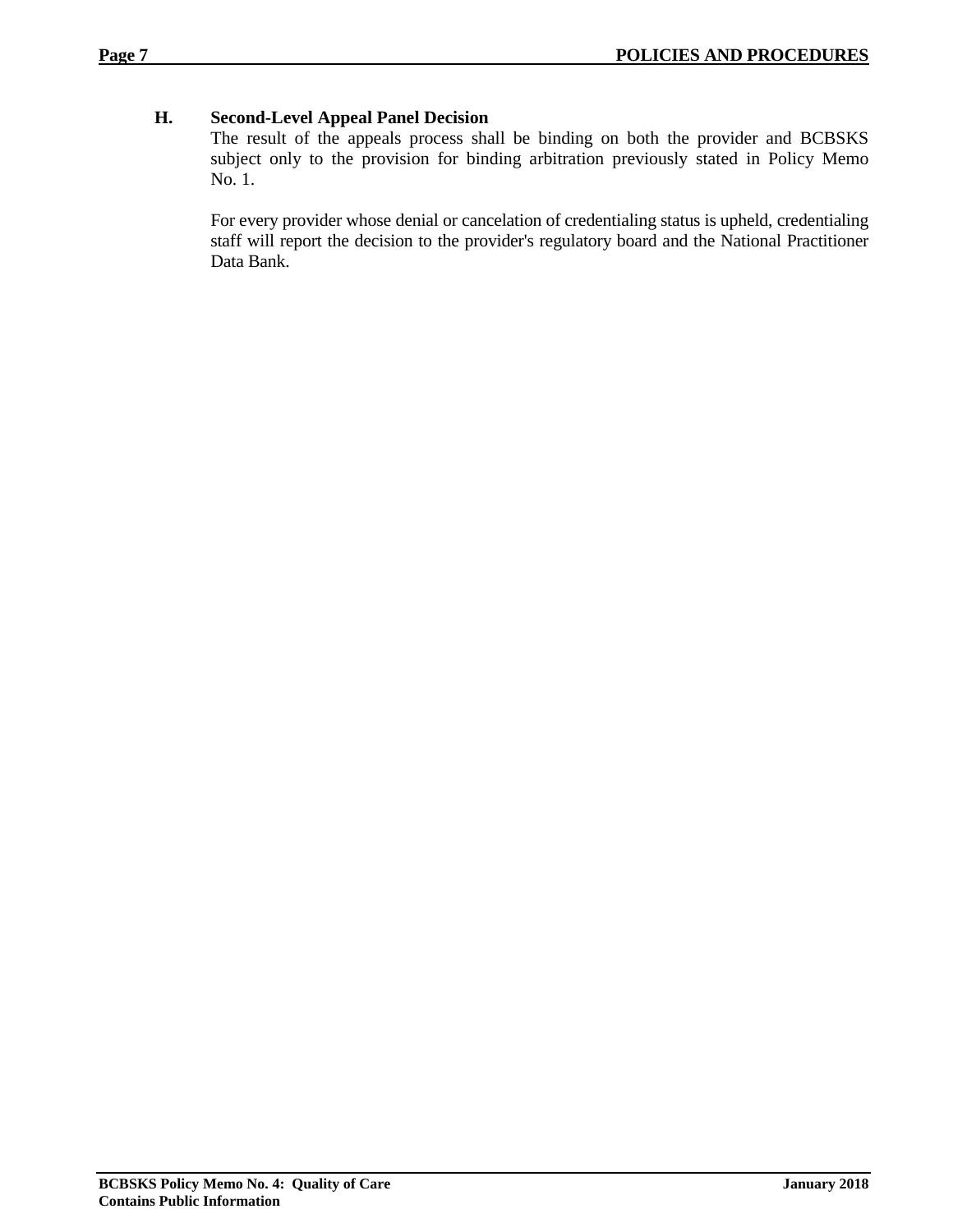### H. Second-Level Appeal Panel Decision

The result of the appeals process shall be binding on both the provider and BCBSKS subject only to the provision for binding arbitration previously stated in Policy Memo No. 1.

For every provider whose denial or cancelation of credentialing status is upheld, credentialing staff will report the decision to the provider's regulatory board and the National Practitioner Data Bank.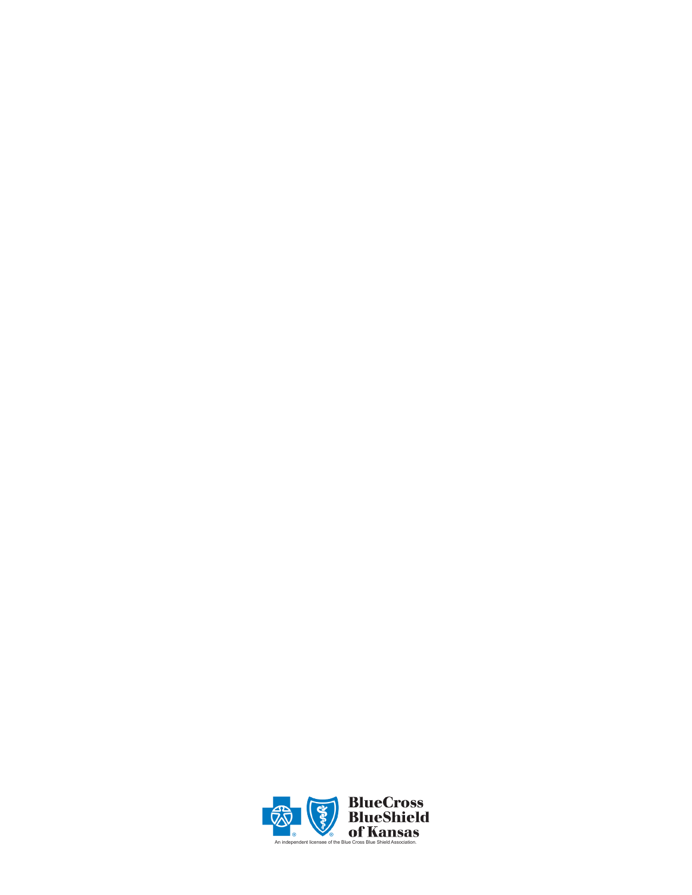BlueCross BlueShield of Kansas

An independent licensee of the Blue Cross Blue Shield Association.